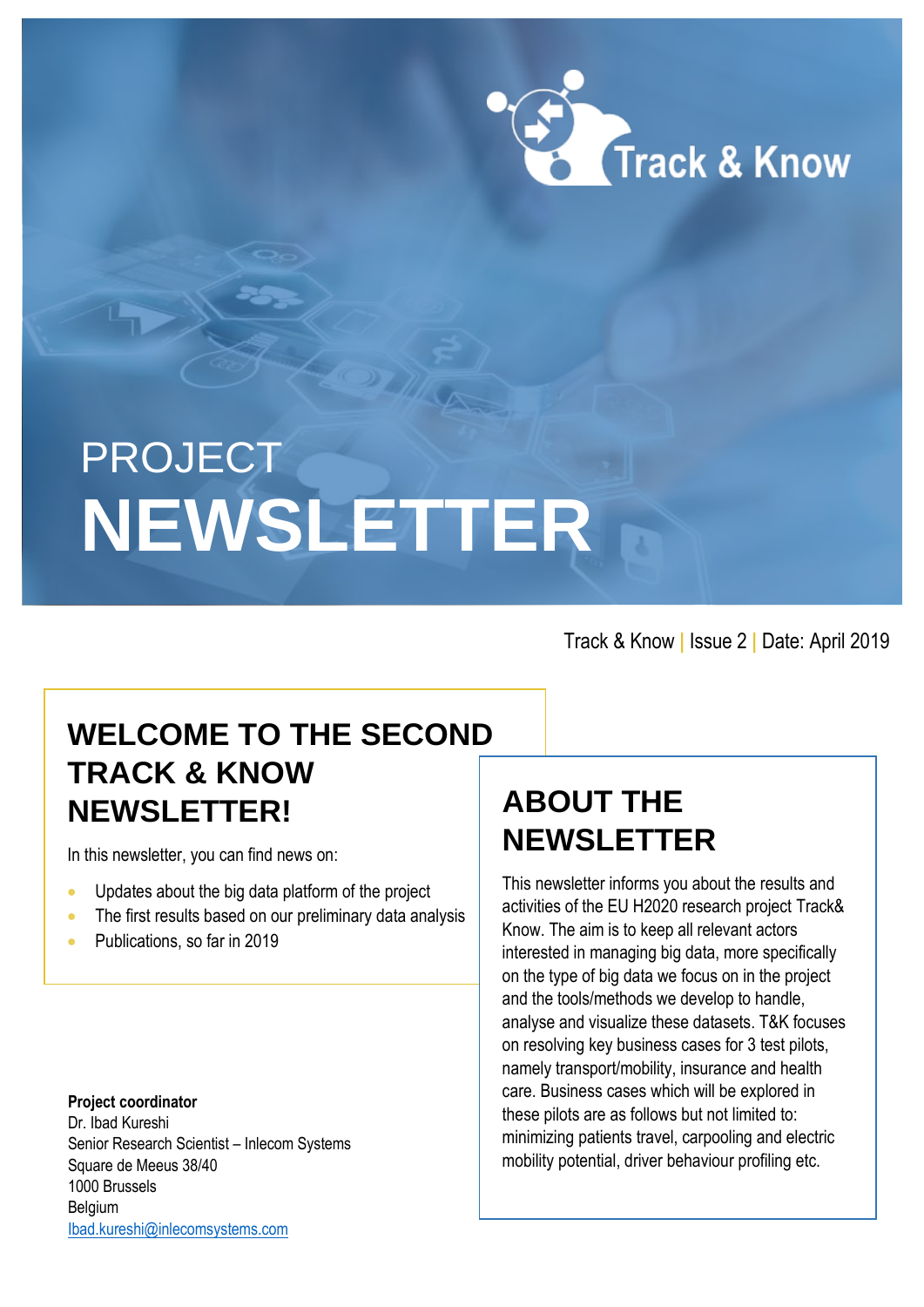Track & Know

PROJECT

# NEWSLETTER

Track & Know | Issue 2 | Date: April 2019

## WELCOME TO THE SECOND TRACK & KNOW NEWSLETTER!

In this newsletter, you can find news on:

- Updates about the big data platform of the project
- The first results based on our preliminary data analysis
- Publications, so far in 2019

**Project coordinator**
Dr. Ibad Kureshi
Senior Research Scientist – Inlecom Systems
Square de Meeus 38/40
1000 Brussels
Belgium
Ibad.kureshi@inlecomsystems.com

## ABOUT THE NEWSLETTER

This newsletter informs you about the results and activities of the EU H2020 research project Track& Know. The aim is to keep all relevant actors interested in managing big data, more specifically on the type of big data we focus on in the project and the tools/methods we develop to handle, analyse and visualize these datasets. T&K focuses on resolving key business cases for 3 test pilots, namely transport/mobility, insurance and health care. Business cases which will be explored in these pilots are as follows but not limited to: minimizing patients travel, carpooling and electric mobility potential, driver behaviour profiling etc.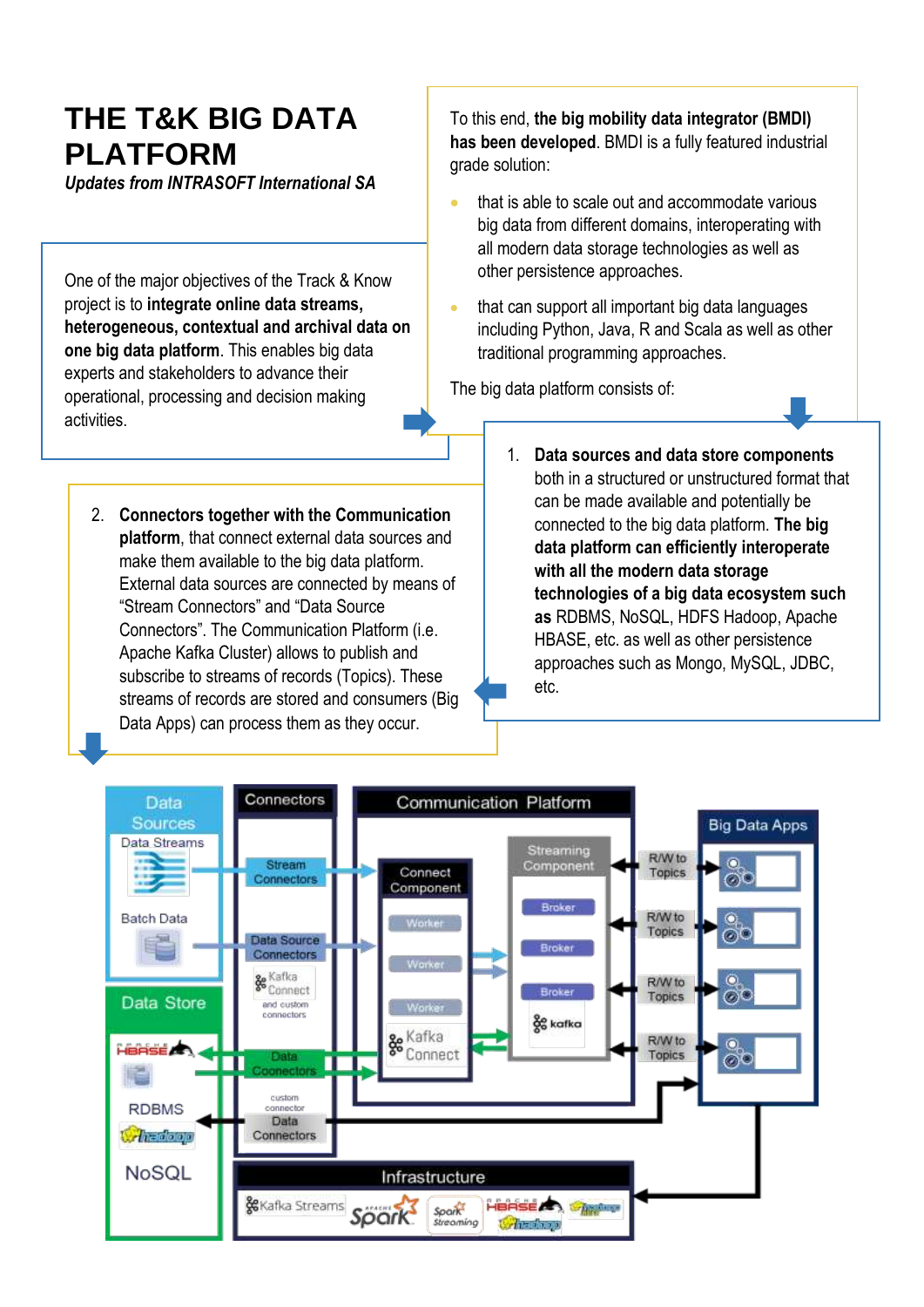# THE T&K BIG DATA PLATFORM

*Updates from INTRASOFT International SA*

One of the major objectives of the Track & Know project is to **integrate online data streams, heterogeneous, contextual and archival data on one big data platform**. This enables big data experts and stakeholders to advance their operational, processing and decision making activities.

To this end, **the big mobility data integrator (BMDI) has been developed**. BMDI is a fully featured industrial grade solution:

- that is able to scale out and accommodate various big data from different domains, interoperating with all modern data storage technologies as well as other persistence approaches.
- that can support all important big data languages including Python, Java, R and Scala as well as other traditional programming approaches.

The big data platform consists of:

1. **Data sources and data store components** both in a structured or unstructured format that can be made available and potentially be connected to the big data platform. **The big data platform can efficiently interoperate with all the modern data storage technologies of a big data ecosystem such as** RDBMS, NoSQL, HDFS Hadoop, Apache HBASE, etc. as well as other persistence approaches such as Mongo, MySQL, JDBC, etc.

2. **Connectors together with the Communication platform**, that connect external data sources and make them available to the big data platform. External data sources are connected by means of "Stream Connectors" and "Data Source Connectors". The Communication Platform (i.e. Apache Kafka Cluster) allows to publish and subscribe to streams of records (Topics). These streams of records are stored and consumers (Big Data Apps) can process them as they occur.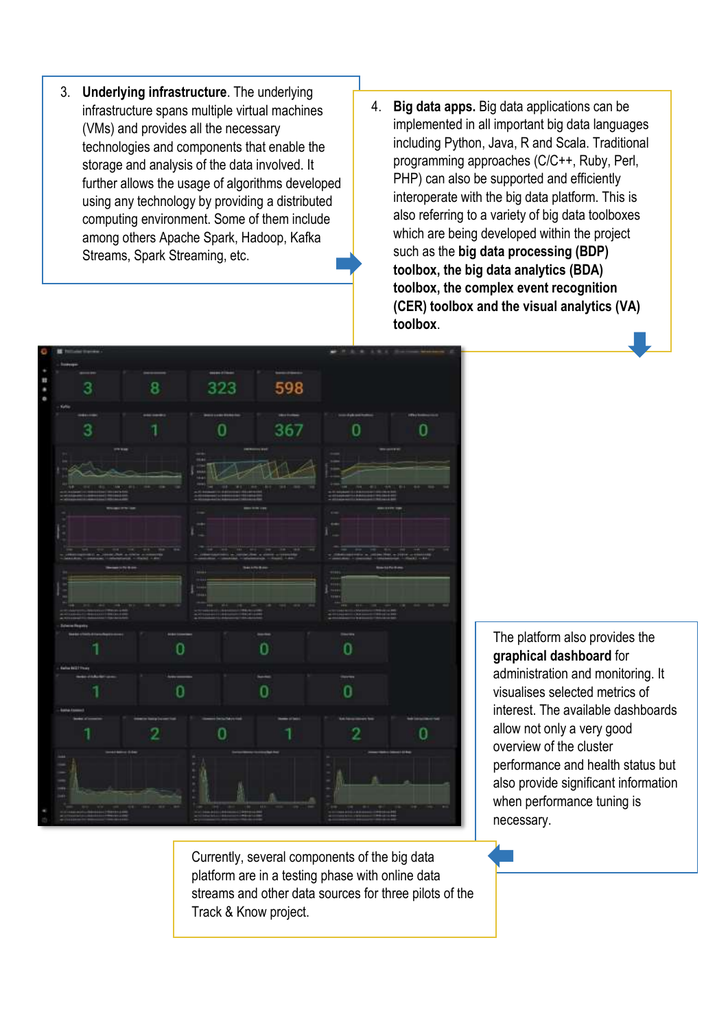3. **Underlying infrastructure**. The underlying infrastructure spans multiple virtual machines (VMs) and provides all the necessary technologies and components that enable the storage and analysis of the data involved. It further allows the usage of algorithms developed using any technology by providing a distributed computing environment. Some of them include among others Apache Spark, Hadoop, Kafka Streams, Spark Streaming, etc.

4. **Big data apps.** Big data applications can be implemented in all important big data languages including Python, Java, R and Scala. Traditional programming approaches (C/C++, Ruby, Perl, PHP) can also be supported and efficiently interoperate with the big data platform. This is also referring to a variety of big data toolboxes which are being developed within the project such as the **big data processing (BDP) toolbox, the big data analytics (BDA) toolbox, the complex event recognition (CER) toolbox and the visual analytics (VA) toolbox**.

The platform also provides the **graphical dashboard** for administration and monitoring. It visualises selected metrics of interest. The available dashboards allow not only a very good overview of the cluster performance and health status but also provide significant information when performance tuning is necessary.

Currently, several components of the big data platform are in a testing phase with online data streams and other data sources for three pilots of the Track & Know project.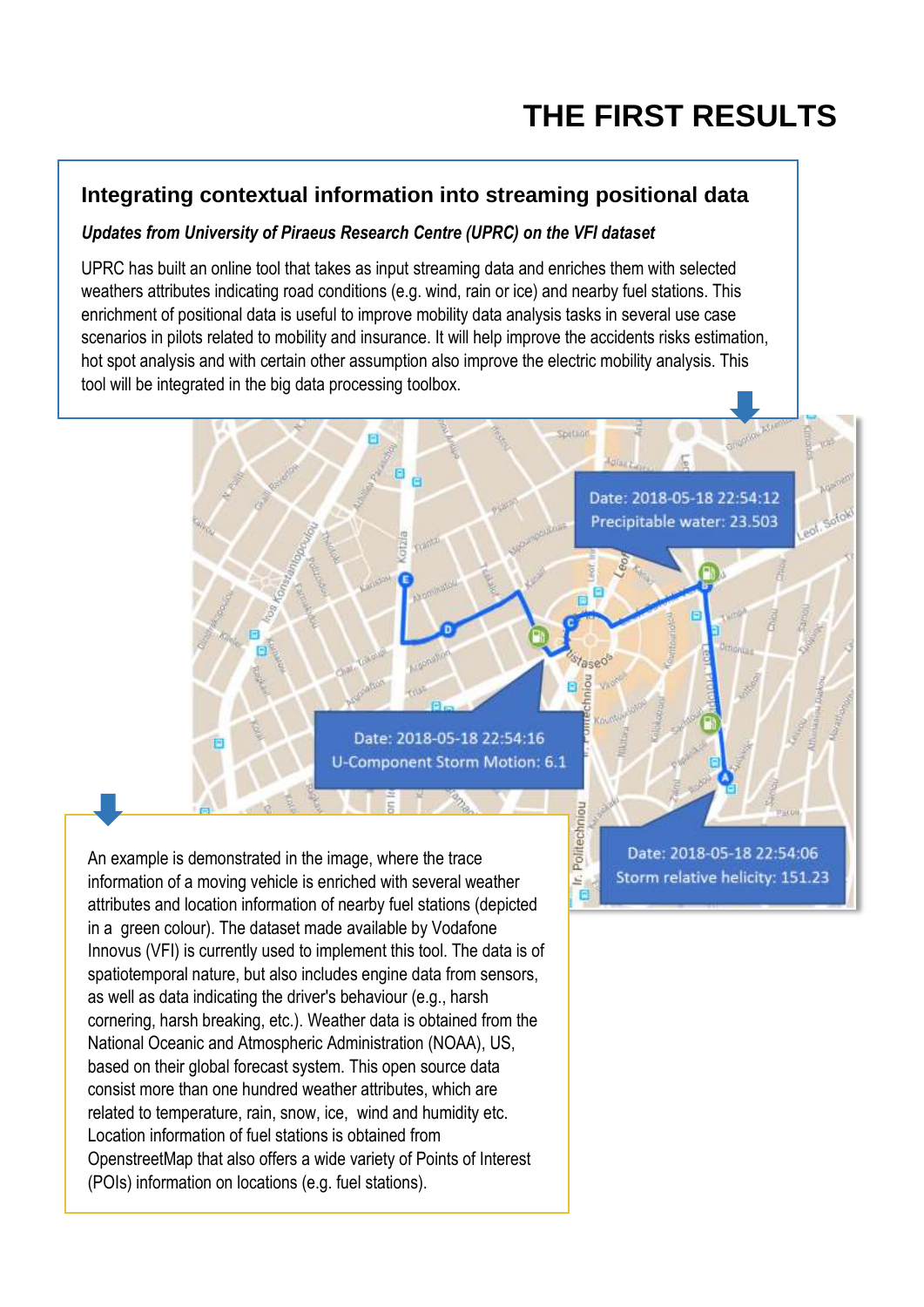# THE FIRST RESULTS

## Integrating contextual information into streaming positional data

***Updates from University of Piraeus Research Centre (UPRC) on the VFI dataset***

UPRC has built an online tool that takes as input streaming data and enriches them with selected weathers attributes indicating road conditions (e.g. wind, rain or ice) and nearby fuel stations. This enrichment of positional data is useful to improve mobility data analysis tasks in several use case scenarios in pilots related to mobility and insurance. It will help improve the accidents risks estimation, hot spot analysis and with certain other assumption also improve the electric mobility analysis. This tool will be integrated in the big data processing toolbox.

An example is demonstrated in the image, where the trace information of a moving vehicle is enriched with several weather attributes and location information of nearby fuel stations (depicted in a green colour). The dataset made available by Vodafone Innovus (VFI) is currently used to implement this tool. The data is of spatiotemporal nature, but also includes engine data from sensors, as well as data indicating the driver's behaviour (e.g., harsh cornering, harsh breaking, etc.). Weather data is obtained from the National Oceanic and Atmospheric Administration (NOAA), US, based on their global forecast system. This open source data consist more than one hundred weather attributes, which are related to temperature, rain, snow, ice, wind and humidity etc. Location information of fuel stations is obtained from OpenstreetMap that also offers a wide variety of Points of Interest (POIs) information on locations (e.g. fuel stations).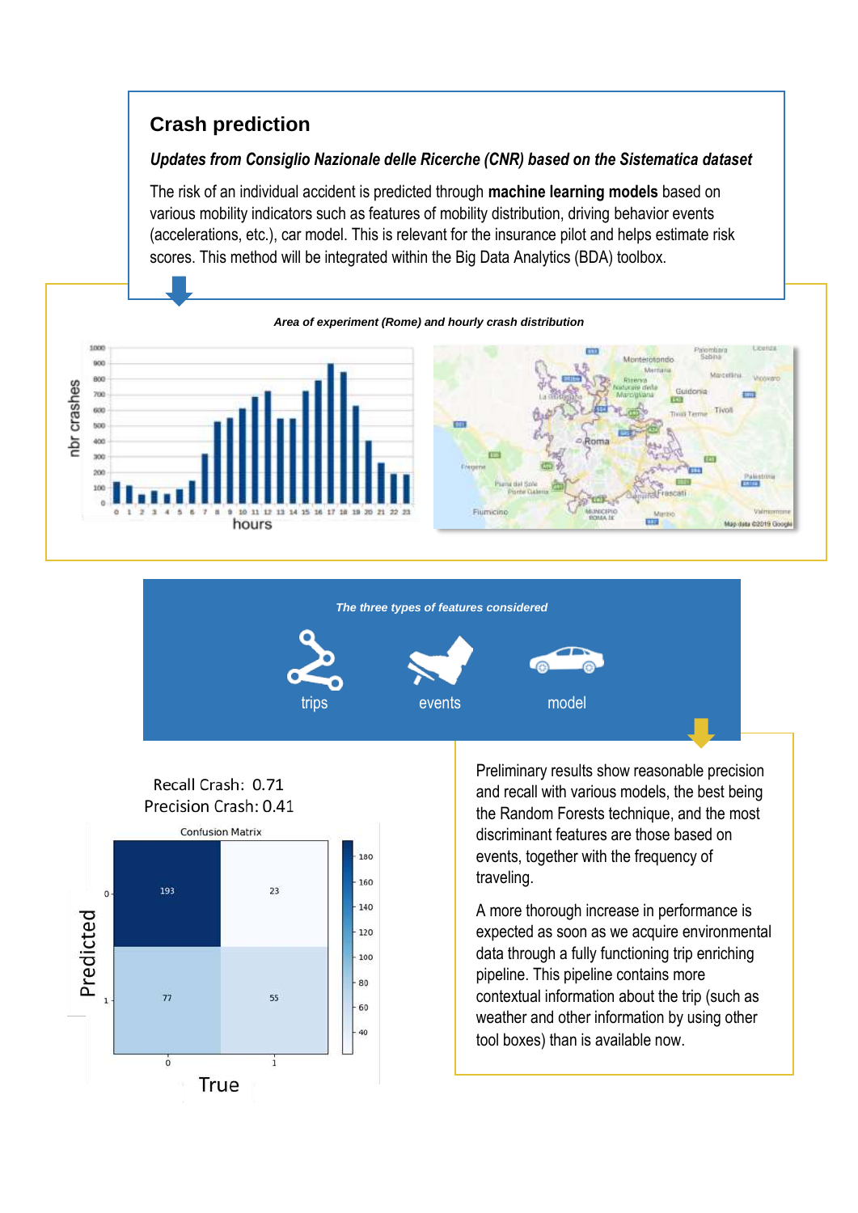## Crash prediction

***Updates from Consiglio Nazionale delle Ricerche (CNR) based on the Sistematica dataset***

The risk of an individual accident is predicted through **machine learning models** based on various mobility indicators such as features of mobility distribution, driving behavior events (accelerations, etc.), car model. This is relevant for the insurance pilot and helps estimate risk scores. This method will be integrated within the Big Data Analytics (BDA) toolbox.

***Area of experiment (Rome) and hourly crash distribution***

***The three types of features considered***

trips — events — model

Recall Crash: 0.71
Precision Crash: 0.41

Confusion Matrix

| Predicted \ True | 0 | 1 |
|---|---|---|
| 0 | 193 | 23 |
| 1 | 77 | 55 |

Preliminary results show reasonable precision and recall with various models, the best being the Random Forests technique, and the most discriminant features are those based on events, together with the frequency of traveling.

A more thorough increase in performance is expected as soon as we acquire environmental data through a fully functioning trip enriching pipeline. This pipeline contains more contextual information about the trip (such as weather and other information by using other tool boxes) than is available now.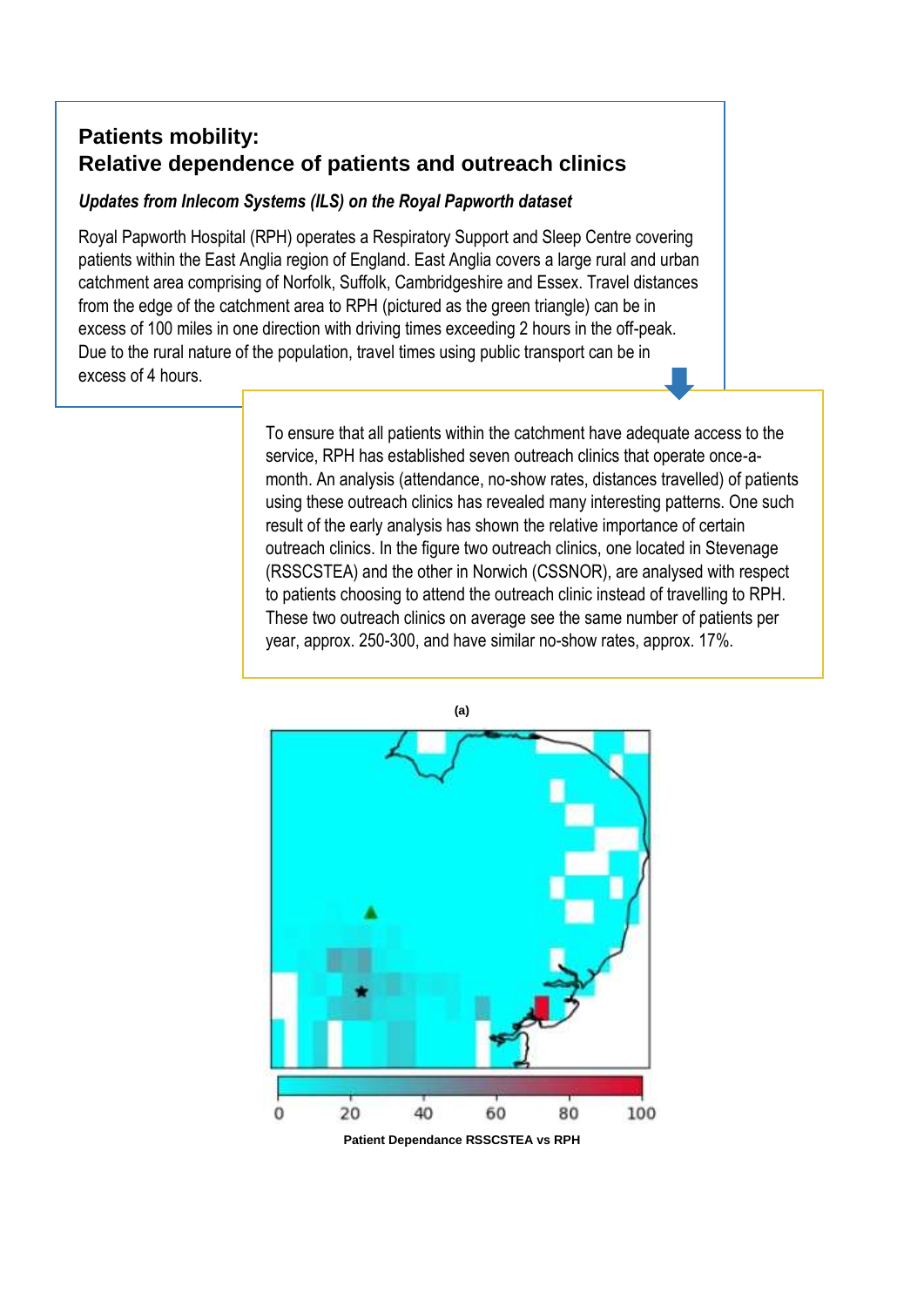## Patients mobility:
## Relative dependence of patients and outreach clinics

***Updates from Inlecom Systems (ILS) on the Royal Papworth dataset***

Royal Papworth Hospital (RPH) operates a Respiratory Support and Sleep Centre covering patients within the East Anglia region of England. East Anglia covers a large rural and urban catchment area comprising of Norfolk, Suffolk, Cambridgeshire and Essex. Travel distances from the edge of the catchment area to RPH (pictured as the green triangle) can be in excess of 100 miles in one direction with driving times exceeding 2 hours in the off-peak. Due to the rural nature of the population, travel times using public transport can be in excess of 4 hours.

To ensure that all patients within the catchment have adequate access to the service, RPH has established seven outreach clinics that operate once-a-month. An analysis (attendance, no-show rates, distances travelled) of patients using these outreach clinics has revealed many interesting patterns. One such result of the early analysis has shown the relative importance of certain outreach clinics. In the figure two outreach clinics, one located in Stevenage (RSSCSTEA) and the other in Norwich (CSSNOR), are analysed with respect to patients choosing to attend the outreach clinic instead of travelling to RPH. These two outreach clinics on average see the same number of patients per year, approx. 250-300, and have similar no-show rates, approx. 17%.

(a)

Patient Dependance RSSCSTEA vs RPH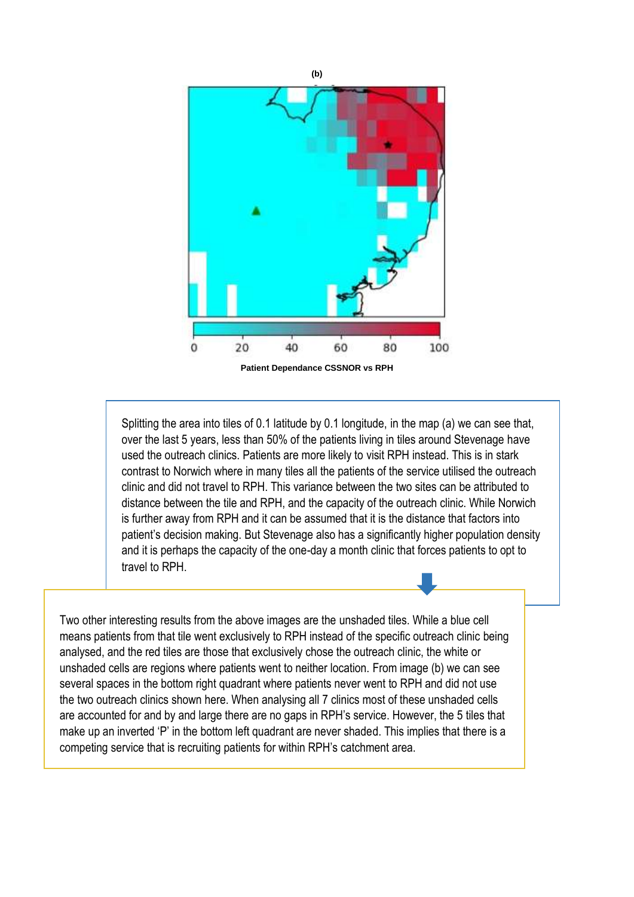(b)

0 20 40 60 80 100

Patient Dependance CSSNOR vs RPH

Splitting the area into tiles of 0.1 latitude by 0.1 longitude, in the map (a) we can see that, over the last 5 years, less than 50% of the patients living in tiles around Stevenage have used the outreach clinics. Patients are more likely to visit RPH instead. This is in stark contrast to Norwich where in many tiles all the patients of the service utilised the outreach clinic and did not travel to RPH. This variance between the two sites can be attributed to distance between the tile and RPH, and the capacity of the outreach clinic. While Norwich is further away from RPH and it can be assumed that it is the distance that factors into patient's decision making. But Stevenage also has a significantly higher population density and it is perhaps the capacity of the one-day a month clinic that forces patients to opt to travel to RPH.

Two other interesting results from the above images are the unshaded tiles. While a blue cell means patients from that tile went exclusively to RPH instead of the specific outreach clinic being analysed, and the red tiles are those that exclusively chose the outreach clinic, the white or unshaded cells are regions where patients went to neither location. From image (b) we can see several spaces in the bottom right quadrant where patients never went to RPH and did not use the two outreach clinics shown here. When analysing all 7 clinics most of these unshaded cells are accounted for and by and large there are no gaps in RPH's service. However, the 5 tiles that make up an inverted 'P' in the bottom left quadrant are never shaded. This implies that there is a competing service that is recruiting patients for within RPH's catchment area.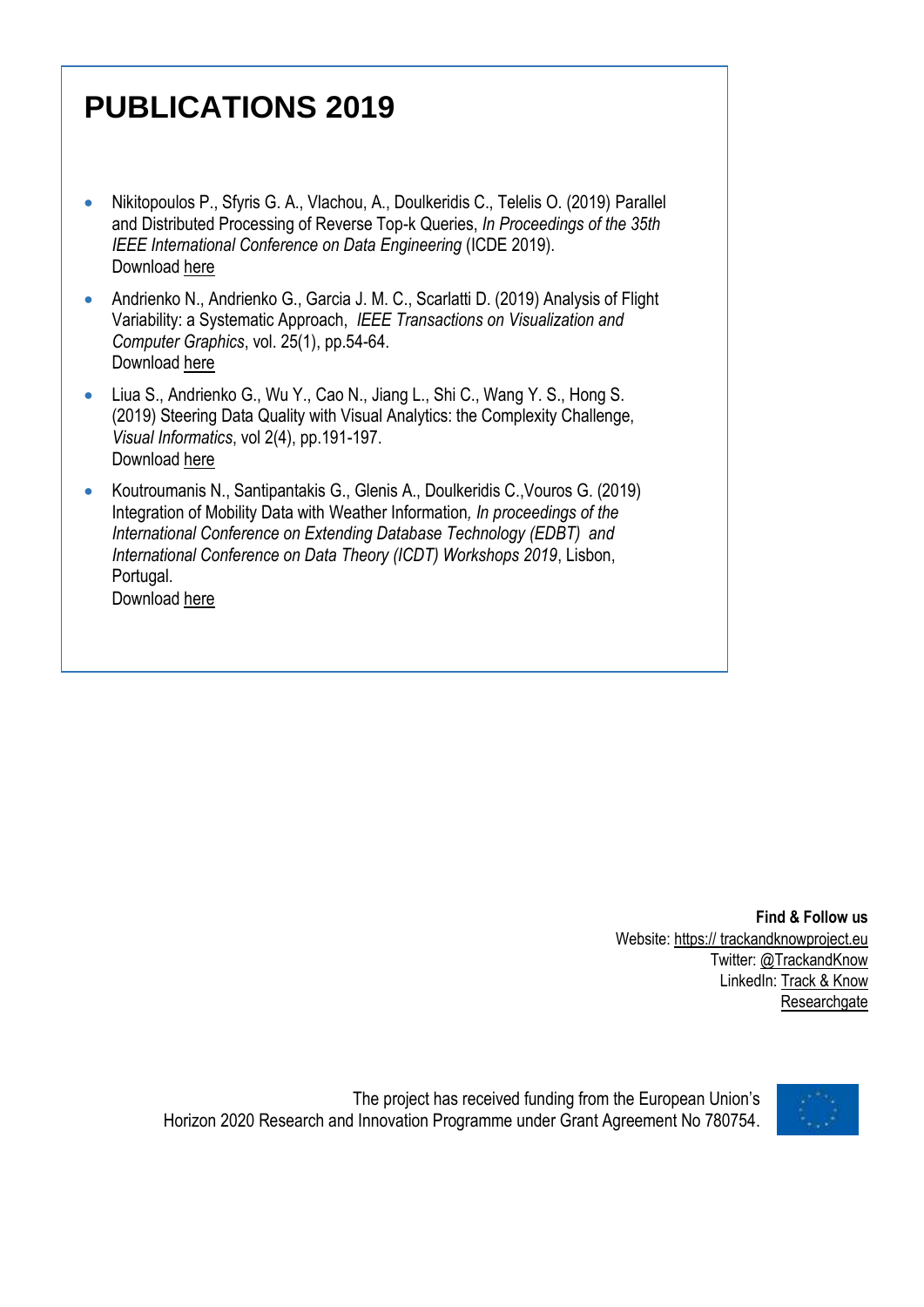# PUBLICATIONS 2019

- Nikitopoulos P., Sfyris G. A., Vlachou, A., Doulkeridis C., Telelis O. (2019) Parallel and Distributed Processing of Reverse Top-k Queries, *In Proceedings of the 35th IEEE International Conference on Data Engineering* (ICDE 2019).
  Download here
- Andrienko N., Andrienko G., Garcia J. M. C., Scarlatti D. (2019) Analysis of Flight Variability: a Systematic Approach, *IEEE Transactions on Visualization and Computer Graphics*, vol. 25(1), pp.54-64.
  Download here
- Liua S., Andrienko G., Wu Y., Cao N., Jiang L., Shi C., Wang Y. S., Hong S. (2019) Steering Data Quality with Visual Analytics: the Complexity Challenge, *Visual Informatics*, vol 2(4), pp.191-197.
  Download here
- Koutroumanis N., Santipantakis G., Glenis A., Doulkeridis C.,Vouros G. (2019) Integration of Mobility Data with Weather Information*, In proceedings of the International Conference on Extending Database Technology (EDBT) and International Conference on Data Theory (ICDT) Workshops 2019*, Lisbon, Portugal.
  Download here

**Find & Follow us**
Website: https:// trackandknowproject.eu
Twitter: @TrackandKnow
LinkedIn: Track & Know
Researchgate

The project has received funding from the European Union's Horizon 2020 Research and Innovation Programme under Grant Agreement No 780754.